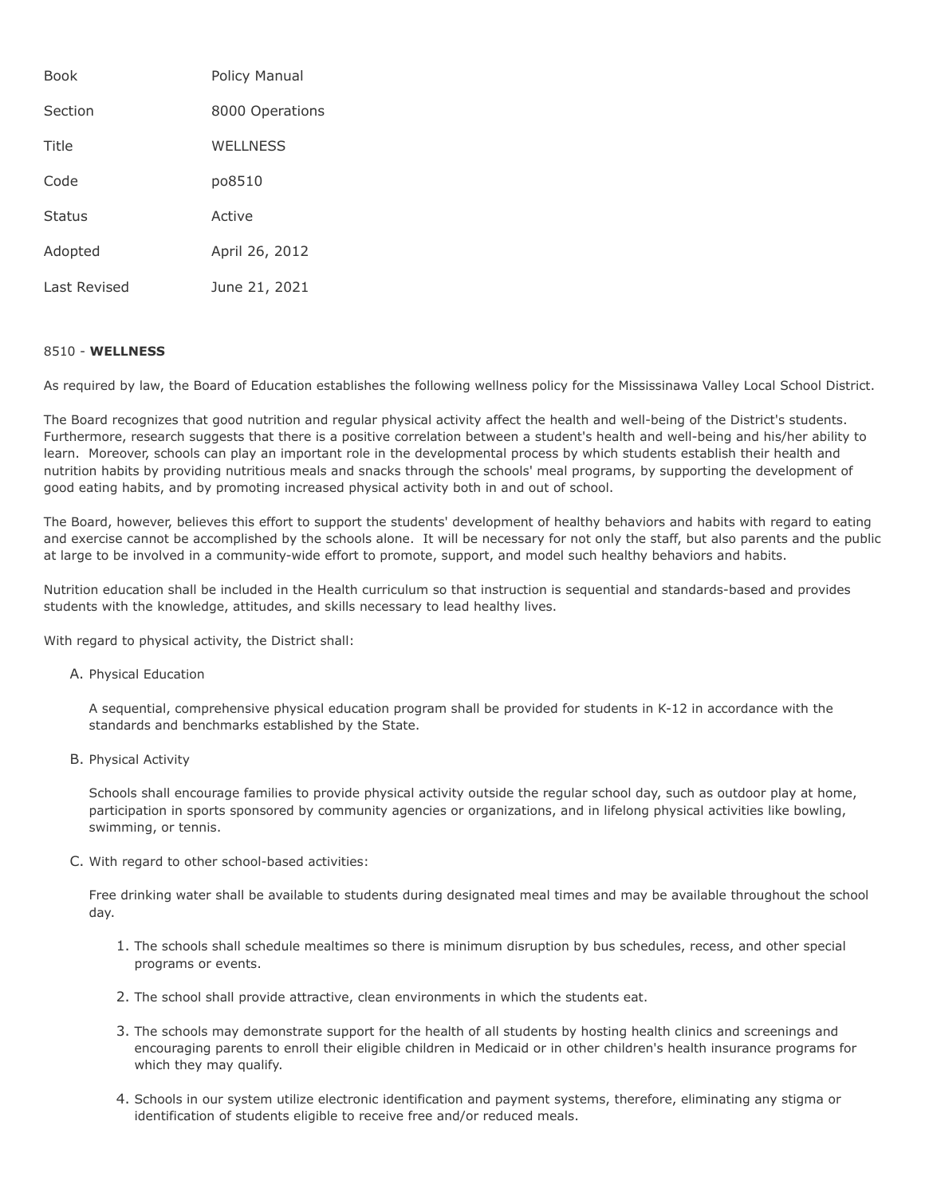| | |
|---|---|
| Book | Policy Manual |
| Section | 8000 Operations |
| Title | WELLNESS |
| Code | po8510 |
| Status | Active |
| Adopted | April 26, 2012 |
| Last Revised | June 21, 2021 |

# 8510 - **WELLNESS**

As required by law, the Board of Education establishes the following wellness policy for the Mississinawa Valley Local School District.

The Board recognizes that good nutrition and regular physical activity affect the health and well-being of the District's students. Furthermore, research suggests that there is a positive correlation between a student's health and well-being and his/her ability to learn. Moreover, schools can play an important role in the developmental process by which students establish their health and nutrition habits by providing nutritious meals and snacks through the schools' meal programs, by supporting the development of good eating habits, and by promoting increased physical activity both in and out of school.

The Board, however, believes this effort to support the students' development of healthy behaviors and habits with regard to eating and exercise cannot be accomplished by the schools alone. It will be necessary for not only the staff, but also parents and the public at large to be involved in a community-wide effort to promote, support, and model such healthy behaviors and habits.

Nutrition education shall be included in the Health curriculum so that instruction is sequential and standards-based and provides students with the knowledge, attitudes, and skills necessary to lead healthy lives.

With regard to physical activity, the District shall:

A. Physical Education

   A sequential, comprehensive physical education program shall be provided for students in K-12 in accordance with the standards and benchmarks established by the State.

B. Physical Activity

   Schools shall encourage families to provide physical activity outside the regular school day, such as outdoor play at home, participation in sports sponsored by community agencies or organizations, and in lifelong physical activities like bowling, swimming, or tennis.

C. With regard to other school-based activities:

   Free drinking water shall be available to students during designated meal times and may be available throughout the school day.

   1. The schools shall schedule mealtimes so there is minimum disruption by bus schedules, recess, and other special programs or events.

   2. The school shall provide attractive, clean environments in which the students eat.

   3. The schools may demonstrate support for the health of all students by hosting health clinics and screenings and encouraging parents to enroll their eligible children in Medicaid or in other children's health insurance programs for which they may qualify.

   4. Schools in our system utilize electronic identification and payment systems, therefore, eliminating any stigma or identification of students eligible to receive free and/or reduced meals.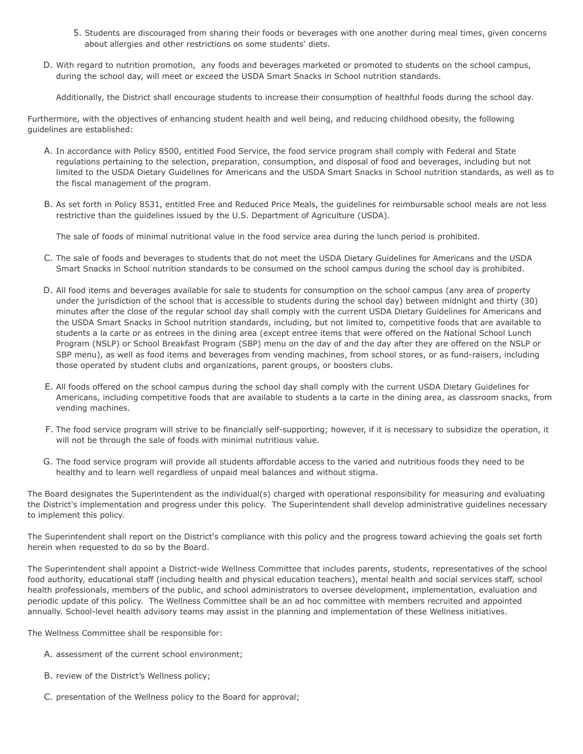5. Students are discouraged from sharing their foods or beverages with one another during meal times, given concerns about allergies and other restrictions on some students' diets.

D. With regard to nutrition promotion, any foods and beverages marketed or promoted to students on the school campus, during the school day, will meet or exceed the USDA Smart Snacks in School nutrition standards.

   Additionally, the District shall encourage students to increase their consumption of healthful foods during the school day.

Furthermore, with the objectives of enhancing student health and well being, and reducing childhood obesity, the following guidelines are established:

A. In accordance with Policy 8500, entitled Food Service, the food service program shall comply with Federal and State regulations pertaining to the selection, preparation, consumption, and disposal of food and beverages, including but not limited to the USDA Dietary Guidelines for Americans and the USDA Smart Snacks in School nutrition standards, as well as to the fiscal management of the program.

B. As set forth in Policy 8531, entitled Free and Reduced Price Meals, the guidelines for reimbursable school meals are not less restrictive than the guidelines issued by the U.S. Department of Agriculture (USDA).

   The sale of foods of minimal nutritional value in the food service area during the lunch period is prohibited.

C. The sale of foods and beverages to students that do not meet the USDA Dietary Guidelines for Americans and the USDA Smart Snacks in School nutrition standards to be consumed on the school campus during the school day is prohibited.

D. All food items and beverages available for sale to students for consumption on the school campus (any area of property under the jurisdiction of the school that is accessible to students during the school day) between midnight and thirty (30) minutes after the close of the regular school day shall comply with the current USDA Dietary Guidelines for Americans and the USDA Smart Snacks in School nutrition standards, including, but not limited to, competitive foods that are available to students a la carte or as entrees in the dining area (except entree items that were offered on the National School Lunch Program (NSLP) or School Breakfast Program (SBP) menu on the day of and the day after they are offered on the NSLP or SBP menu), as well as food items and beverages from vending machines, from school stores, or as fund-raisers, including those operated by student clubs and organizations, parent groups, or boosters clubs.

E. All foods offered on the school campus during the school day shall comply with the current USDA Dietary Guidelines for Americans, including competitive foods that are available to students a la carte in the dining area, as classroom snacks, from vending machines.

F. The food service program will strive to be financially self-supporting; however, if it is necessary to subsidize the operation, it will not be through the sale of foods with minimal nutritious value.

G. The food service program will provide all students affordable access to the varied and nutritious foods they need to be healthy and to learn well regardless of unpaid meal balances and without stigma.

The Board designates the Superintendent as the individual(s) charged with operational responsibility for measuring and evaluating the District's implementation and progress under this policy. The Superintendent shall develop administrative guidelines necessary to implement this policy.

The Superintendent shall report on the District's compliance with this policy and the progress toward achieving the goals set forth herein when requested to do so by the Board.

The Superintendent shall appoint a District-wide Wellness Committee that includes parents, students, representatives of the school food authority, educational staff (including health and physical education teachers), mental health and social services staff, school health professionals, members of the public, and school administrators to oversee development, implementation, evaluation and periodic update of this policy. The Wellness Committee shall be an ad hoc committee with members recruited and appointed annually. School-level health advisory teams may assist in the planning and implementation of these Wellness initiatives.

The Wellness Committee shall be responsible for:

A. assessment of the current school environment;

B. review of the District's Wellness policy;

C. presentation of the Wellness policy to the Board for approval;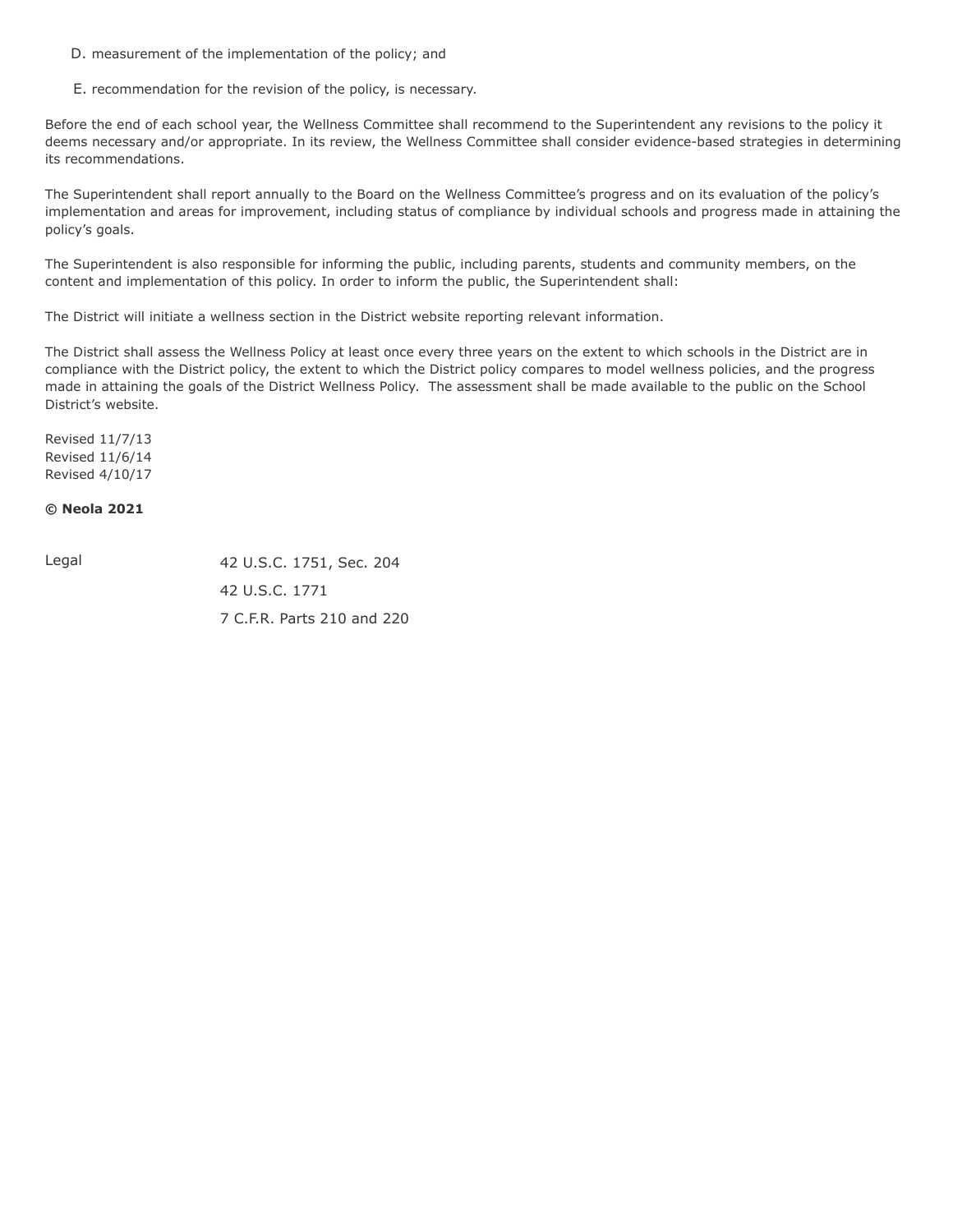D. measurement of the implementation of the policy; and

E. recommendation for the revision of the policy, is necessary.

Before the end of each school year, the Wellness Committee shall recommend to the Superintendent any revisions to the policy it deems necessary and/or appropriate. In its review, the Wellness Committee shall consider evidence-based strategies in determining its recommendations.

The Superintendent shall report annually to the Board on the Wellness Committee's progress and on its evaluation of the policy's implementation and areas for improvement, including status of compliance by individual schools and progress made in attaining the policy's goals.

The Superintendent is also responsible for informing the public, including parents, students and community members, on the content and implementation of this policy. In order to inform the public, the Superintendent shall:

The District will initiate a wellness section in the District website reporting relevant information.

The District shall assess the Wellness Policy at least once every three years on the extent to which schools in the District are in compliance with the District policy, the extent to which the District policy compares to model wellness policies, and the progress made in attaining the goals of the District Wellness Policy. The assessment shall be made available to the public on the School District's website.

Revised 11/7/13
Revised 11/6/14
Revised 4/10/17

**© Neola 2021**

| | |
|---|---|
| Legal | 42 U.S.C. 1751, Sec. 204 |
| | 42 U.S.C. 1771 |
| | 7 C.F.R. Parts 210 and 220 |